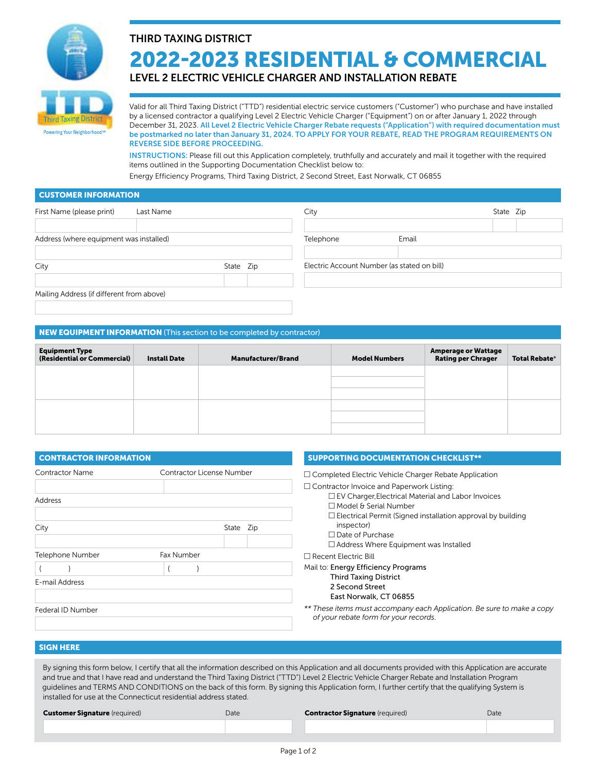THIRD TAXING DISTRICT

# 2022-2023 RESIDENTIAL & COMMERCIAL

## LEVEL 2 ELECTRIC VEHICLE CHARGER AND INSTALLATION REBATE

Valid for all Third Taxing District ("TTD") residential electric service customers ("Customer") who purchase and have installed by a licensed contractor a qualifying Level 2 Electric Vehicle Charger ("Equipment") on or after January 1, 2022 through December 31, 2023. **All Level 2 Electric Vehicle Charger Rebate requests ("Application") with required documentation must be postmarked no later than January 31, 2024. TO APPLY FOR YOUR REBATE, READ THE PROGRAM REQUIREMENTS ON REVERSE SIDE BEFORE PROCEEDING.**

**INSTRUCTIONS:** Please fill out this Application completely, truthfully and accurately and mail it together with the required items outlined in the Supporting Documentation Checklist below to:

Energy Efficiency Programs, Third Taxing District, 2 Second Street, East Norwalk, CT 06855

## CUSTOMER INFORMATION

First Name (please print) ______ Last Name ______

Address (where equipment was installed) ______

City ______ State ______ Zip ______

Mailing Address (if different from above) ______

City ______ State ______ Zip ______

Telephone ______ Email ______

Electric Account Number (as stated on bill) ______

## NEW EQUIPMENT INFORMATION (This section to be completed by contractor)

| Equipment Type (Residential or Commercial) | Install Date | Manufacturer/Brand | Model Numbers | Amperage or Wattage Rating per Chrager | Total Rebate* |
|---|---|---|---|---|---|
| | | | | | |
| | | | | | |

## CONTRACTOR INFORMATION

Contractor Name ______ Contractor License Number ______

Address ______

City ______ State ______ Zip ______

Telephone Number ( ) ______ Fax Number ( ) ______

E-mail Address ______

Federal ID Number ______

## SUPPORTING DOCUMENTATION CHECKLIST**

- ☐ Completed Electric Vehicle Charger Rebate Application
- ☐ Contractor Invoice and Paperwork Listing:
  - ☐ EV Charger,Electrical Material and Labor Invoices
  - ☐ Model & Serial Number
  - ☐ Electrical Permit (Signed installation approval by building inspector)
  - ☐ Date of Purchase
  - ☐ Address Where Equipment was Installed
- ☐ Recent Electric Bill

Mail to: **Energy Efficiency Programs**
**Third Taxing District**
**2 Second Street**
**East Norwalk, CT 06855**

*\*\* These items must accompany each Application. Be sure to make a copy of your rebate form for your records.*

## SIGN HERE

By signing this form below, I certify that all the information described on this Application and all documents provided with this Application are accurate and true and that I have read and understand the Third Taxing District ("TTD") Level 2 Electric Vehicle Charger Rebate and Installation Program guidelines and TERMS AND CONDITIONS on the back of this form. By signing this Application form, I further certify that the qualifying System is installed for use at the Connecticut residential address stated.

**Customer Signature** (required) ______ Date ______

**Contractor Signature** (required) ______ Date ______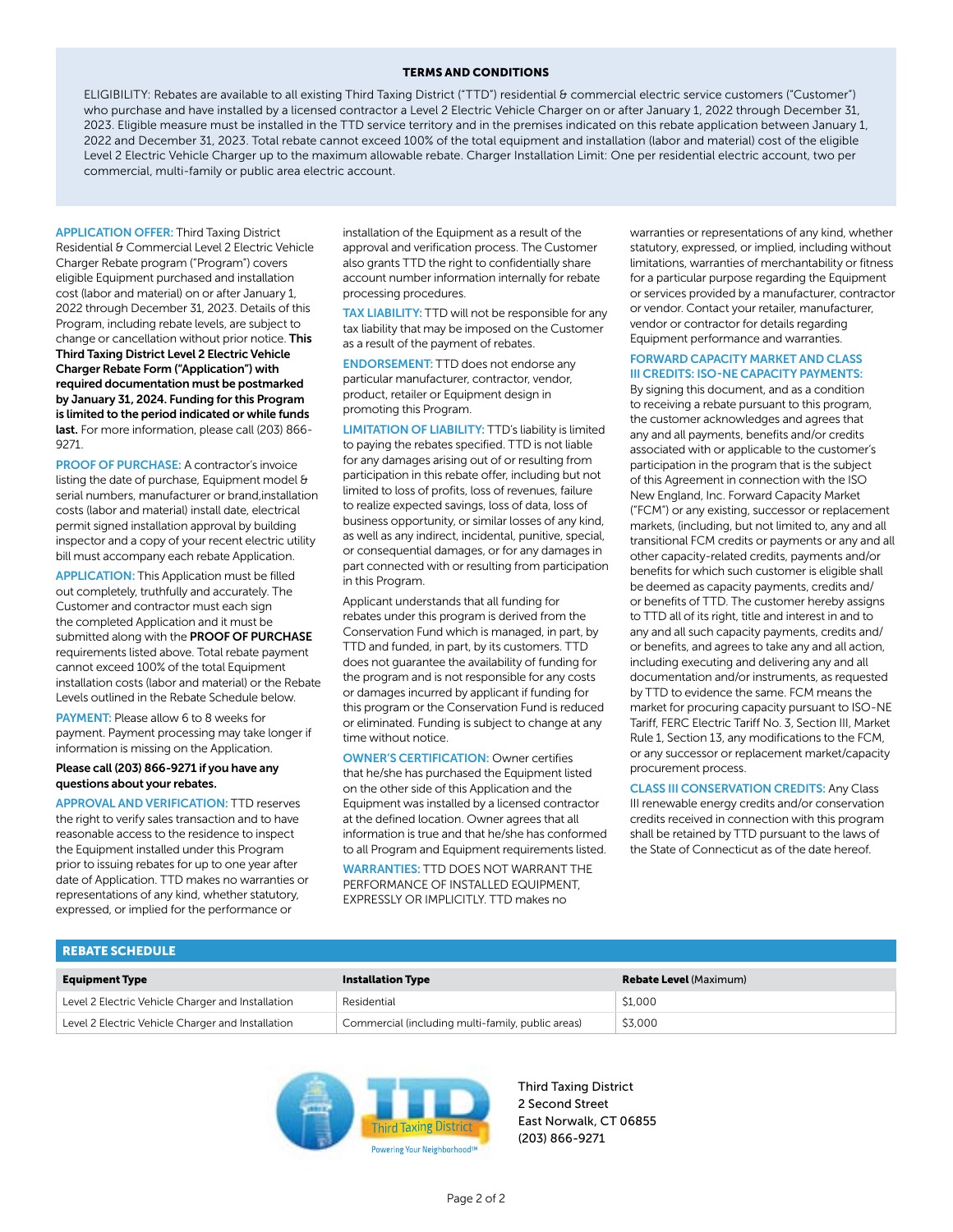## TERMS AND CONDITIONS

ELIGIBILITY: Rebates are available to all existing Third Taxing District ("TTD") residential & commercial electric service customers ("Customer") who purchase and have installed by a licensed contractor a Level 2 Electric Vehicle Charger on or after January 1, 2022 through December 31, 2023. Eligible measure must be installed in the TTD service territory and in the premises indicated on this rebate application between January 1, 2022 and December 31, 2023. Total rebate cannot exceed 100% of the total equipment and installation (labor and material) cost of the eligible Level 2 Electric Vehicle Charger up to the maximum allowable rebate. Charger Installation Limit: One per residential electric account, two per commercial, multi-family or public area electric account.

**APPLICATION OFFER:** Third Taxing District Residential & Commercial Level 2 Electric Vehicle Charger Rebate program ("Program") covers eligible Equipment purchased and installation cost (labor and material) on or after January 1, 2022 through December 31, 2023. Details of this Program, including rebate levels, are subject to change or cancellation without prior notice. **This Third Taxing District Level 2 Electric Vehicle Charger Rebate Form ("Application") with required documentation must be postmarked by January 31, 2024. Funding for this Program is limited to the period indicated or while funds last.** For more information, please call (203) 866-9271.

**PROOF OF PURCHASE:** A contractor's invoice listing the date of purchase, Equipment model & serial numbers, manufacturer or brand,installation costs (labor and material) install date, electrical permit signed installation approval by building inspector and a copy of your recent electric utility bill must accompany each rebate Application.

**APPLICATION:** This Application must be filled out completely, truthfully and accurately. The Customer and contractor must each sign the completed Application and it must be submitted along with the **PROOF OF PURCHASE** requirements listed above. Total rebate payment cannot exceed 100% of the total Equipment installation costs (labor and material) or the Rebate Levels outlined in the Rebate Schedule below.

**PAYMENT:** Please allow 6 to 8 weeks for payment. Payment processing may take longer if information is missing on the Application.

**Please call (203) 866-9271 if you have any questions about your rebates.**

**APPROVAL AND VERIFICATION:** TTD reserves the right to verify sales transaction and to have reasonable access to the residence to inspect the Equipment installed under this Program prior to issuing rebates for up to one year after date of Application. TTD makes no warranties or representations of any kind, whether statutory, expressed, or implied for the performance or installation of the Equipment as a result of the approval and verification process. The Customer also grants TTD the right to confidentially share account number information internally for rebate processing procedures.

**TAX LIABILITY:** TTD will not be responsible for any tax liability that may be imposed on the Customer as a result of the payment of rebates.

**ENDORSEMENT:** TTD does not endorse any particular manufacturer, contractor, vendor, product, retailer or Equipment design in promoting this Program.

**LIMITATION OF LIABILITY:** TTD's liability is limited to paying the rebates specified. TTD is not liable for any damages arising out of or resulting from participation in this rebate offer, including but not limited to loss of profits, loss of revenues, failure to realize expected savings, loss of data, loss of business opportunity, or similar losses of any kind, as well as any indirect, incidental, punitive, special, or consequential damages, or for any damages in part connected with or resulting from participation in this Program.

Applicant understands that all funding for rebates under this program is derived from the Conservation Fund which is managed, in part, by TTD and funded, in part, by its customers. TTD does not guarantee the availability of funding for the program and is not responsible for any costs or damages incurred by applicant if funding for this program or the Conservation Fund is reduced or eliminated. Funding is subject to change at any time without notice.

**OWNER'S CERTIFICATION:** Owner certifies that he/she has purchased the Equipment listed on the other side of this Application and the Equipment was installed by a licensed contractor at the defined location. Owner agrees that all information is true and that he/she has conformed to all Program and Equipment requirements listed.

**WARRANTIES:** TTD DOES NOT WARRANT THE PERFORMANCE OF INSTALLED EQUIPMENT, EXPRESSLY OR IMPLICITLY. TTD makes no warranties or representations of any kind, whether statutory, expressed, or implied, including without limitations, warranties of merchantability or fitness for a particular purpose regarding the Equipment or services provided by a manufacturer, contractor or vendor. Contact your retailer, manufacturer, vendor or contractor for details regarding Equipment performance and warranties.

**FORWARD CAPACITY MARKET AND CLASS III CREDITS: ISO-NE CAPACITY PAYMENTS:** By signing this document, and as a condition to receiving a rebate pursuant to this program, the customer acknowledges and agrees that any and all payments, benefits and/or credits associated with or applicable to the customer's participation in the program that is the subject of this Agreement in connection with the ISO New England, Inc. Forward Capacity Market ("FCM") or any existing, successor or replacement markets, (including, but not limited to, any and all transitional FCM credits or payments or any and all other capacity-related credits, payments and/or benefits for which such customer is eligible shall be deemed as capacity payments, credits and/or benefits of TTD. The customer hereby assigns to TTD all of its right, title and interest in and to any and all such capacity payments, credits and/or benefits, and agrees to take any and all action, including executing and delivering any and all documentation and/or instruments, as requested by TTD to evidence the same. FCM means the market for procuring capacity pursuant to ISO-NE Tariff, FERC Electric Tariff No. 3, Section III, Market Rule 1, Section 13, any modifications to the FCM, or any successor or replacement market/capacity procurement process.

**CLASS III CONSERVATION CREDITS:** Any Class III renewable energy credits and/or conservation credits received in connection with this program shall be retained by TTD pursuant to the laws of the State of Connecticut as of the date hereof.

## REBATE SCHEDULE

| Equipment Type | Installation Type | Rebate Level (Maximum) |
|---|---|---|
| Level 2 Electric Vehicle Charger and Installation | Residential | $1,000 |
| Level 2 Electric Vehicle Charger and Installation | Commercial (including multi-family, public areas) | $3,000 |

Third Taxing District
Powering Your Neighborhood℠

Third Taxing District
2 Second Street
East Norwalk, CT 06855
(203) 866-9271